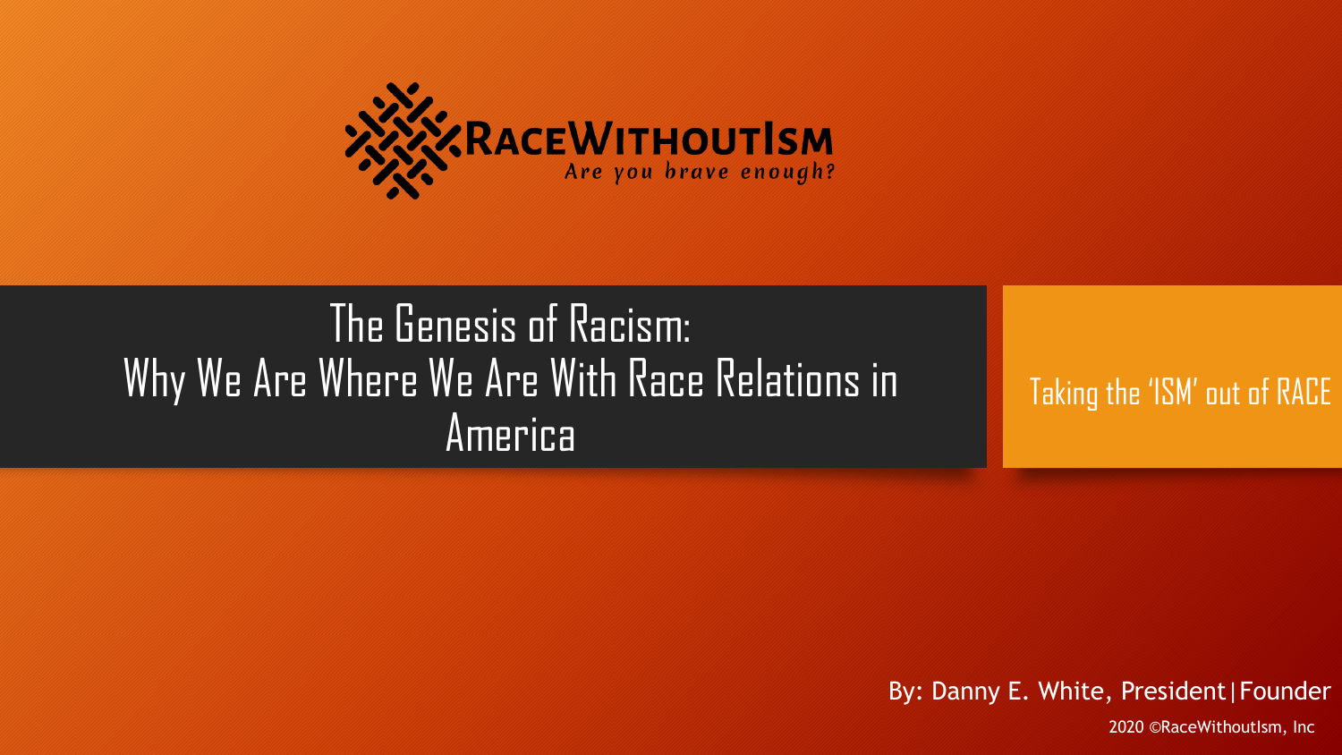**RACEWITHOUTISM**

*Are you brave enough?*

# The Genesis of Racism: Why We Are Where We Are With Race Relations in America

Taking the 'ISM' out of RACE

By: Danny E. White, President|Founder

2020 ©RaceWithoutIsm, Inc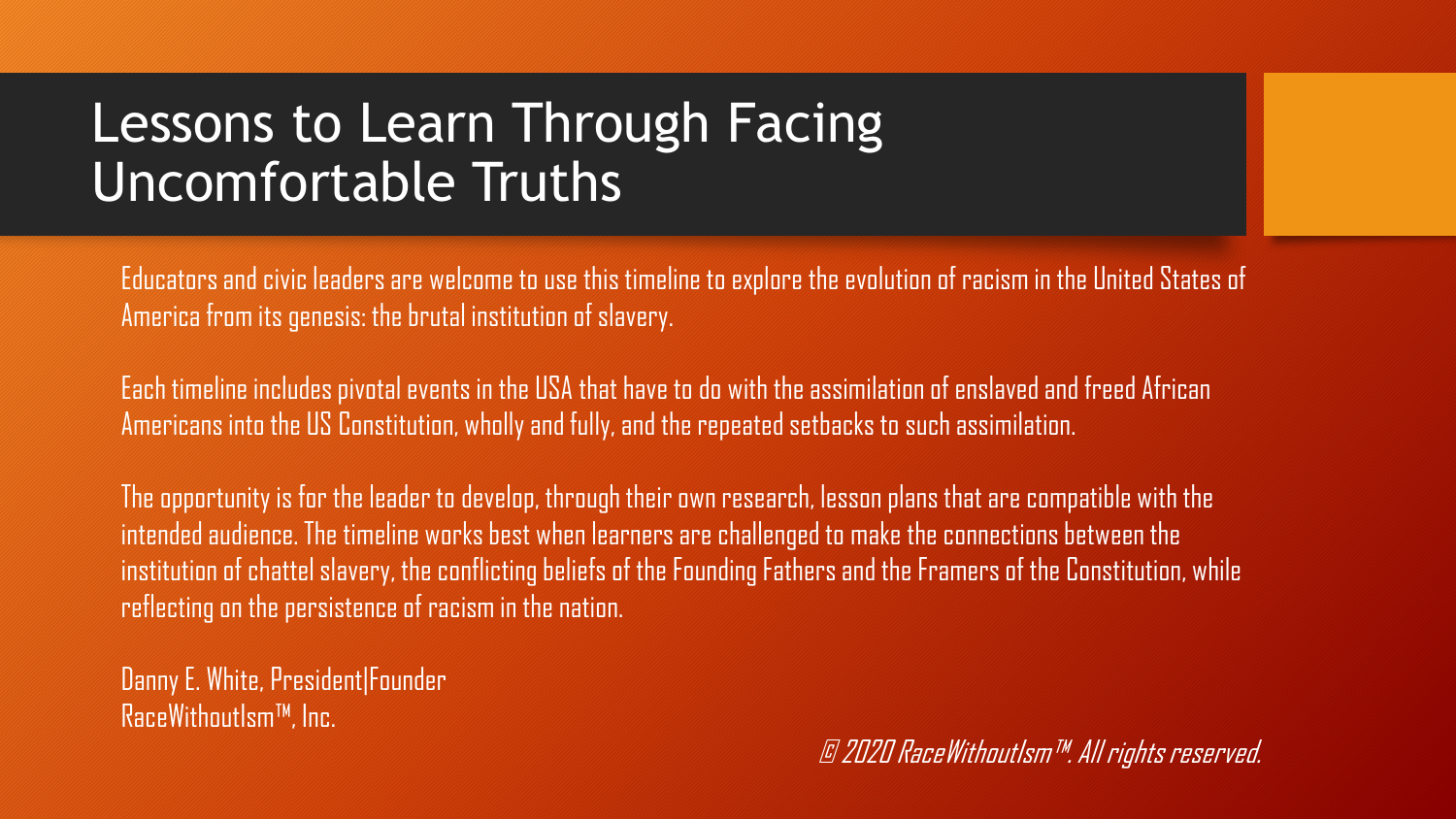# Lessons to Learn Through Facing Uncomfortable Truths

Educators and civic leaders are welcome to use this timeline to explore the evolution of racism in the United States of America from its genesis: the brutal institution of slavery.

Each timeline includes pivotal events in the USA that have to do with the assimilation of enslaved and freed African Americans into the US Constitution, wholly and fully, and the repeated setbacks to such assimilation.

The opportunity is for the leader to develop, through their own research, lesson plans that are compatible with the intended audience. The timeline works best when learners are challenged to make the connections between the institution of chattel slavery, the conflicting beliefs of the Founding Fathers and the Framers of the Constitution, while reflecting on the persistence of racism in the nation.

Danny E. White, President|Founder
RaceWithoutIsm™, Inc.

*© 2020 RaceWithoutIsm™. All rights reserved.*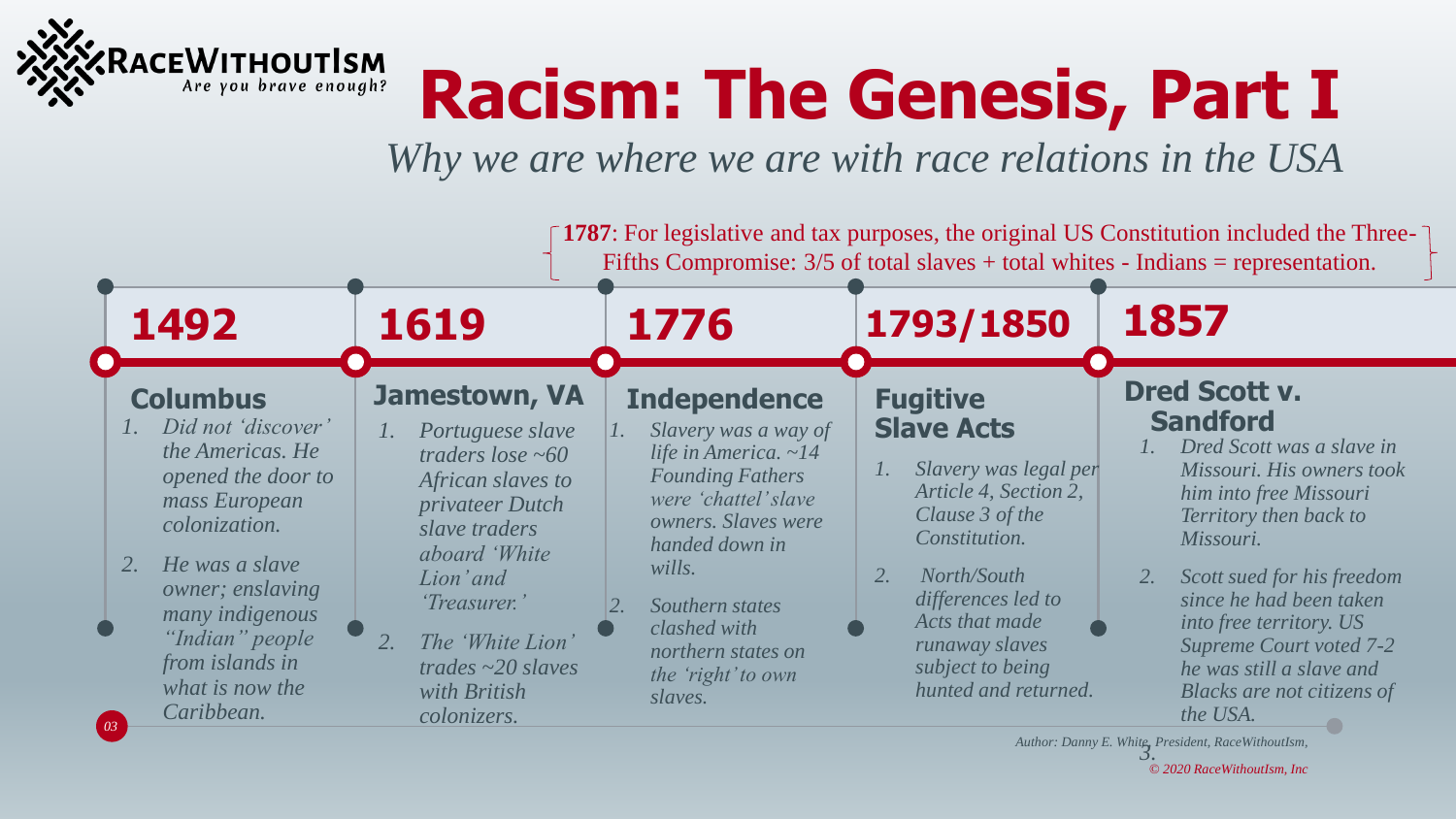RaceWithoutIsm — *Are you brave enough?*

# Racism: The Genesis, Part I

*Why we are where we are with race relations in the USA*

**1787**: For legislative and tax purposes, the original US Constitution included the Three-Fifths Compromise: 3/5 of total slaves + total whites - Indians = representation.

## 1492

### Columbus

1. *Did not 'discover' the Americas. He opened the door to mass European colonization.*
2. *He was a slave owner; enslaving many indigenous "Indian" people from islands in what is now the Caribbean.*

## 1619

### Jamestown, VA

1. *Portuguese slave traders lose ~60 African slaves to privateer Dutch slave traders aboard 'White Lion' and 'Treasurer.'*
2. *The 'White Lion' trades ~20 slaves with British colonizers.*

## 1776

### Independence

1. *Slavery was a way of life in America. ~14 Founding Fathers were 'chattel' slave owners. Slaves were handed down in wills.*
2. *Southern states clashed with northern states on the 'right' to own slaves.*

## 1793/1850

### Fugitive Slave Acts

1. *Slavery was legal per Article 4, Section 2, Clause 3 of the Constitution.*
2. *North/South differences led to Acts that made runaway slaves subject to being hunted and returned.*

## 1857

### Dred Scott v. Sandford

1. *Dred Scott was a slave in Missouri. His owners took him into free Missouri Territory then back to Missouri.*
2. *Scott sued for his freedom since he had been taken into free territory. US Supreme Court voted 7-2 he was still a slave and Blacks are not citizens of the USA.*
3.

*Author: Danny E. White, President, RaceWithoutIsm,*

*© 2020 RaceWithoutIsm, Inc*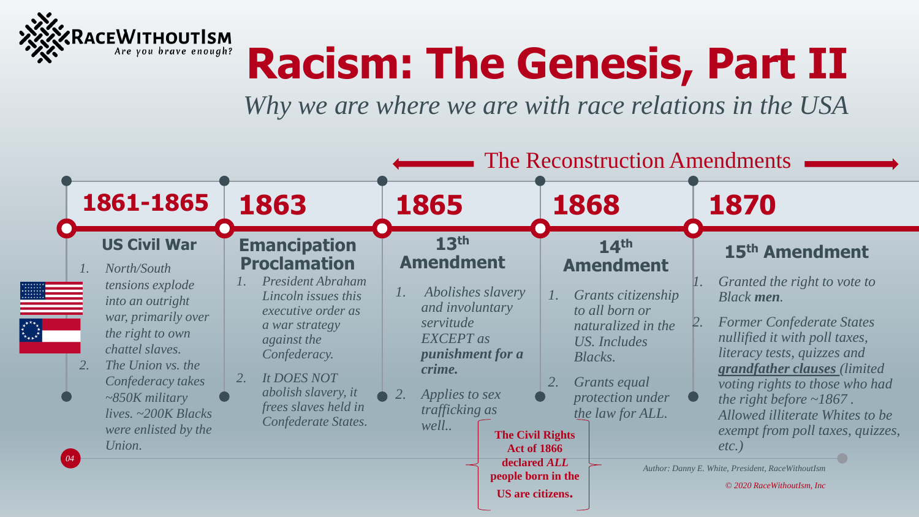RaceWithoutIsm
*Are you brave enough?*

# Racism: The Genesis, Part II

*Why we are where we are with race relations in the USA*

## 1861-1865

### US Civil War

1. *North/South tensions explode into an outright war, primarily over the right to own chattel slaves.*
2. *The Union vs. the Confederacy takes ~850K military lives. ~200K Blacks were enlisted by the Union.*

## 1863

### Emancipation Proclamation

1. *President Abraham Lincoln issues this executive order as a war strategy against the Confederacy.*
2. *It DOES NOT abolish slavery, it frees slaves held in Confederate States.*

## The Reconstruction Amendments

## 1865

### 13th Amendment

1. *Abolishes slavery and involuntary servitude EXCEPT as **punishment for a crime.***
2. *Applies to sex trafficking as well..*

**The Civil Rights Act of 1866 declared *ALL* people born in the US are citizens.**

## 1868

### 14th Amendment

1. *Grants citizenship to all born or naturalized in the US. Includes Blacks.*
2. *Grants equal protection under the law for ALL.*

## 1870

### 15th Amendment

1. *Granted the right to vote to Black **men**.*
2. *Former Confederate States nullified it with poll taxes, literacy tests, quizzes and **grandfather clauses** (limited voting rights to those who had the right before ~1867 . Allowed illiterate Whites to be exempt from poll taxes, quizzes, etc.)*

*Author: Danny E. White, President, RaceWithoutIsm*

*© 2020 RaceWithoutIsm, Inc*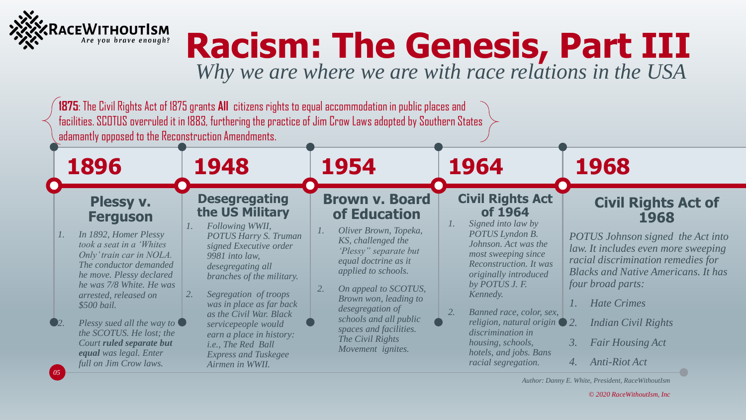RaceWithoutIsm
*Are you brave enough?*

# Racism: The Genesis, Part III

*Why we are where we are with race relations in the USA*

**1875**: The Civil Rights Act of 1875 grants **All** citizens rights to equal accommodation in public places and facilities. SCOTUS overruled it in 1883, furthering the practice of Jim Crow Laws adopted by Southern States adamantly opposed to the Reconstruction Amendments.

## 1896

### Plessy v. Ferguson

1. *In 1892, Homer Plessy took a seat in a 'Whites Only' train car in NOLA. The conductor demanded he move. Plessy declared he was 7/8 White. He was arrested, released on $500 bail.*
2. *Plessy sued all the way to the SCOTUS. He lost; the Court* ***ruled separate but equal*** *was legal. Enter full on Jim Crow laws.*

## 1948

### Desegregating the US Military

1. *Following WWII, POTUS Harry S. Truman signed Executive order 9981 into law, desegregating all branches of the military.*
2. *Segregation of troops was in place as far back as the Civil War. Black servicepeople would earn a place in history: i.e., The Red Ball Express and Tuskegee Airmen in WWII.*

## 1954

### Brown v. Board of Education

1. *Oliver Brown, Topeka, KS, challenged the 'Plessy" separate but equal doctrine as it applied to schools.*
2. *On appeal to SCOTUS, Brown won, leading to desegregation of schools and all public spaces and facilities. The Civil Rights Movement ignites.*

## 1964

### Civil Rights Act of 1964

1. *Signed into law by POTUS Lyndon B. Johnson. Act was the most sweeping since Reconstruction. It was originally introduced by POTUS J. F. Kennedy.*
2. *Banned race, color, sex, religion, natural origin discrimination in housing, schools, hotels, and jobs. Bans racial segregation.*

## 1968

### Civil Rights Act of 1968

*POTUS Johnson signed the Act into law. It includes even more sweeping racial discrimination remedies for Blacks and Native Americans. It has four broad parts:*

1. *Hate Crimes*
2. *Indian Civil Rights*
3. *Fair Housing Act*
4. *Anti-Riot Act*

*Author: Danny E. White, President, RaceWithoutIsm*

*© 2020 RaceWithoutIsm, Inc*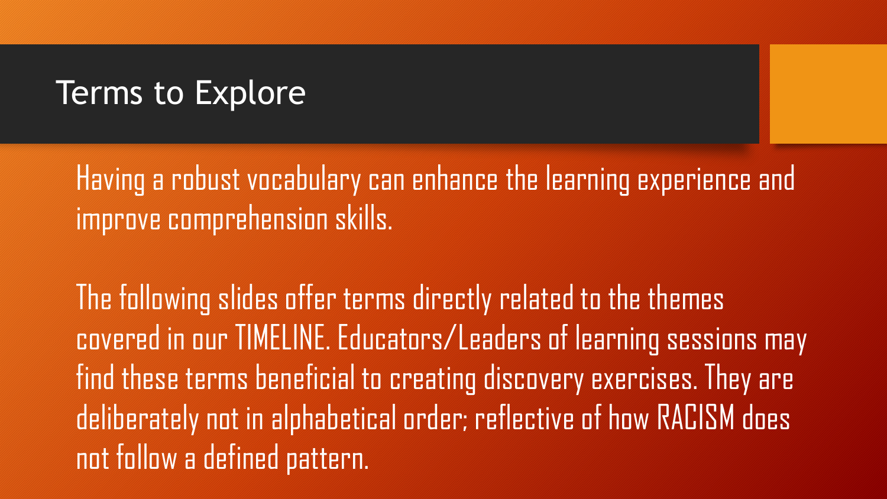# Terms to Explore

Having a robust vocabulary can enhance the learning experience and improve comprehension skills.

The following slides offer terms directly related to the themes covered in our TIMELINE. Educators/Leaders of learning sessions may find these terms beneficial to creating discovery exercises. They are deliberately not in alphabetical order; reflective of how RACISM does not follow a defined pattern.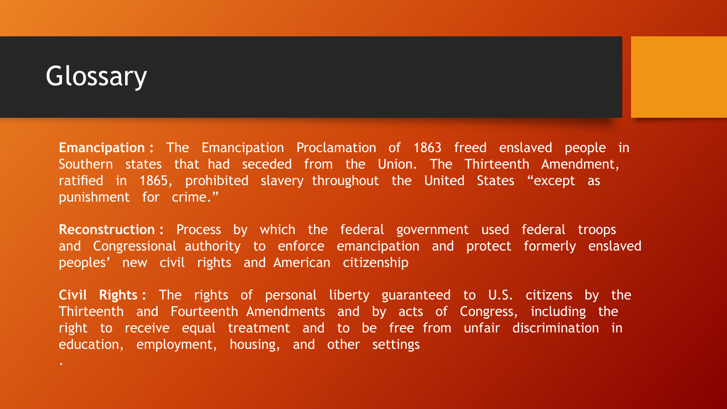# Glossary

**Emancipation :** The Emancipation Proclamation of 1863 freed enslaved people in Southern states that had seceded from the Union. The Thirteenth Amendment, ratified in 1865, prohibited slavery throughout the United States "except as punishment for crime."

**Reconstruction :** Process by which the federal government used federal troops and Congressional authority to enforce emancipation and protect formerly enslaved peoples' new civil rights and American citizenship

**Civil Rights :** The rights of personal liberty guaranteed to U.S. citizens by the Thirteenth and Fourteenth Amendments and by acts of Congress, including the right to receive equal treatment and to be free from unfair discrimination in education, employment, housing, and other settings

.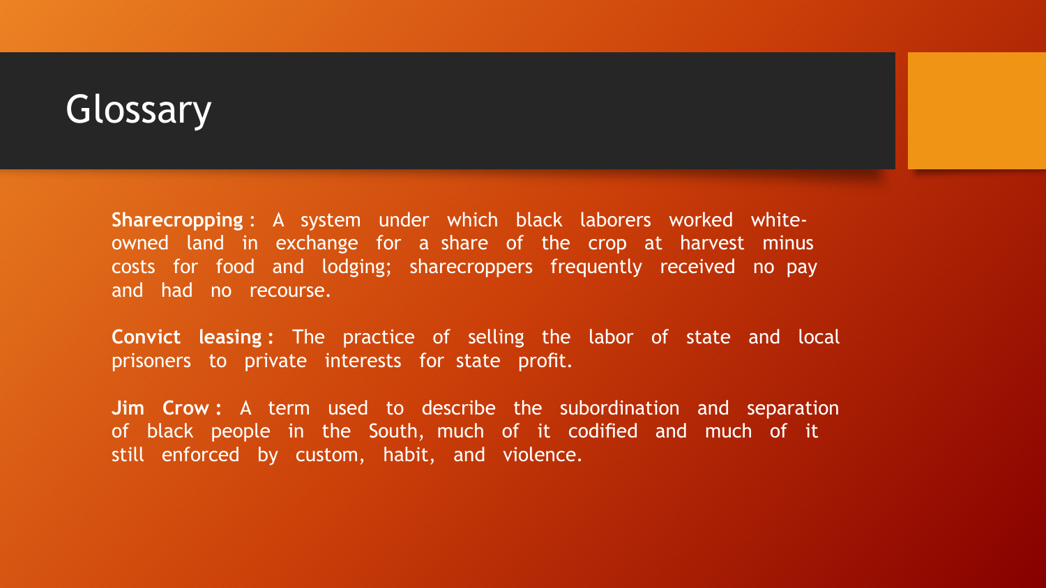# Glossary

**Sharecropping**: A system under which black laborers worked white-owned land in exchange for a share of the crop at harvest minus costs for food and lodging; sharecroppers frequently received no pay and had no recourse.

**Convict leasing**: The practice of selling the labor of state and local prisoners to private interests for state profit.

**Jim Crow**: A term used to describe the subordination and separation of black people in the South, much of it codified and much of it still enforced by custom, habit, and violence.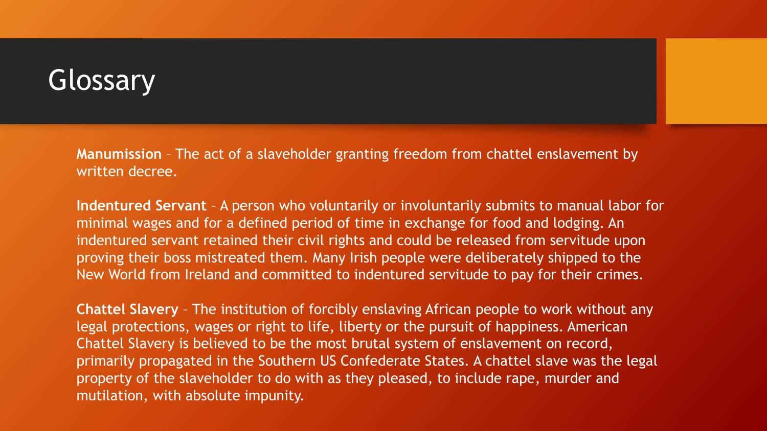# Glossary

**Manumission** – The act of a slaveholder granting freedom from chattel enslavement by written decree.

**Indentured Servant** – A person who voluntarily or involuntarily submits to manual labor for minimal wages and for a defined period of time in exchange for food and lodging. An indentured servant retained their civil rights and could be released from servitude upon proving their boss mistreated them. Many Irish people were deliberately shipped to the New World from Ireland and committed to indentured servitude to pay for their crimes.

**Chattel Slavery** – The institution of forcibly enslaving African people to work without any legal protections, wages or right to life, liberty or the pursuit of happiness. American Chattel Slavery is believed to be the most brutal system of enslavement on record, primarily propagated in the Southern US Confederate States. A chattel slave was the legal property of the slaveholder to do with as they pleased, to include rape, murder and mutilation, with absolute impunity.